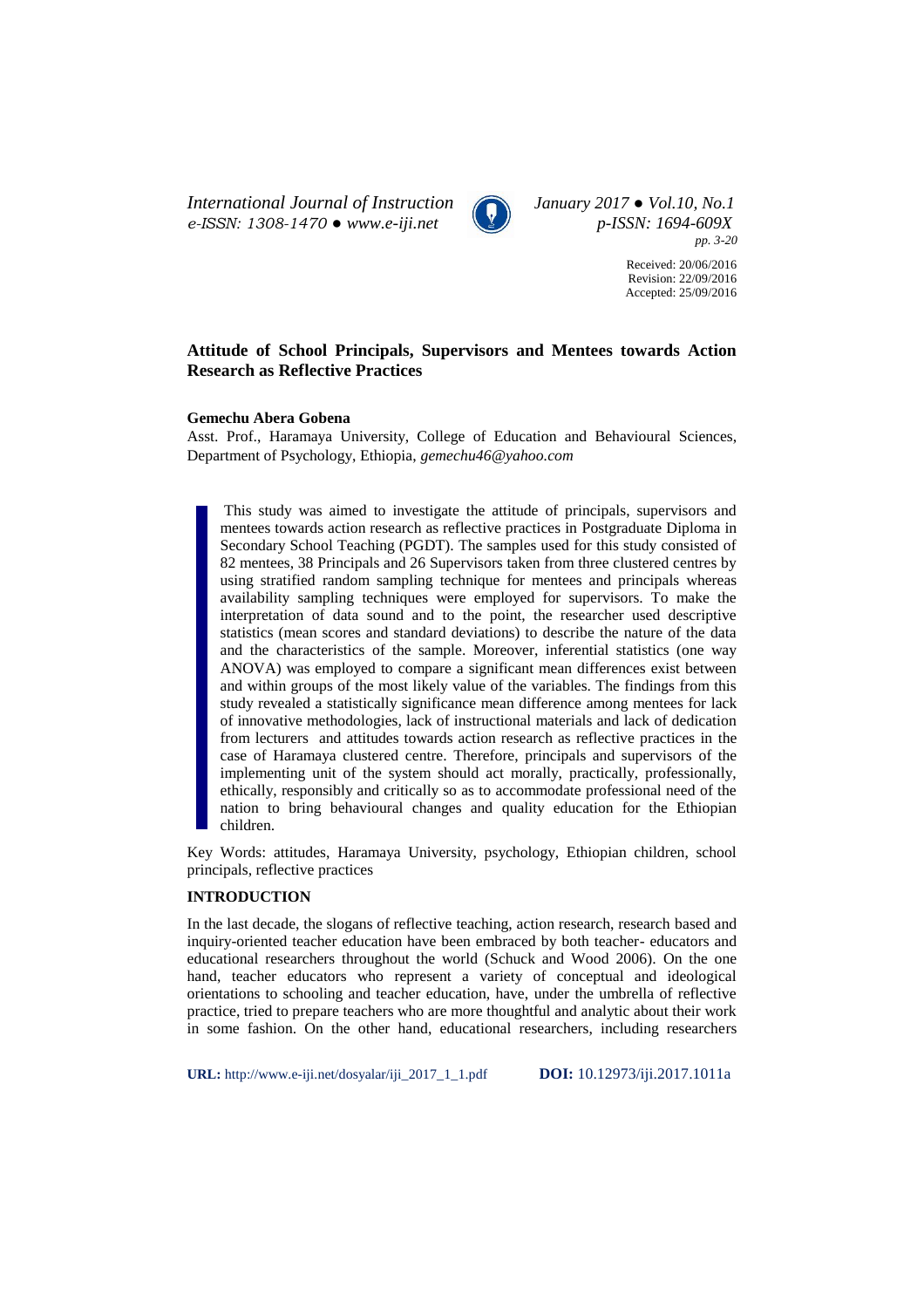# Attitude of School Principals, Supervisors and Mentees towards Action Research as Reflective Practices

**Gemechu Abera Gobena**

Asst. Prof., Haramaya University, College of Education and Behavioural Sciences, Department of Psychology, Ethiopia, *gemechu46@yahoo.com*

> This study was aimed to investigate the attitude of principals, supervisors and mentees towards action research as reflective practices in Postgraduate Diploma in Secondary School Teaching (PGDT). The samples used for this study consisted of 82 mentees, 38 Principals and 26 Supervisors taken from three clustered centres by using stratified random sampling technique for mentees and principals whereas availability sampling techniques were employed for supervisors. To make the interpretation of data sound and to the point, the researcher used descriptive statistics (mean scores and standard deviations) to describe the nature of the data and the characteristics of the sample. Moreover, inferential statistics (one way ANOVA) was employed to compare a significant mean differences exist between and within groups of the most likely value of the variables. The findings from this study revealed a statistically significance mean difference among mentees for lack of innovative methodologies, lack of instructional materials and lack of dedication from lecturers and attitudes towards action research as reflective practices in the case of Haramaya clustered centre. Therefore, principals and supervisors of the implementing unit of the system should act morally, practically, professionally, ethically, responsibly and critically so as to accommodate professional need of the nation to bring behavioural changes and quality education for the Ethiopian children.

Key Words: attitudes, Haramaya University, psychology, Ethiopian children, school principals, reflective practices

## INTRODUCTION

In the last decade, the slogans of reflective teaching, action research, research based and inquiry-oriented teacher education have been embraced by both teacher- educators and educational researchers throughout the world (Schuck and Wood 2006). On the one hand, teacher educators who represent a variety of conceptual and ideological orientations to schooling and teacher education, have, under the umbrella of reflective practice, tried to prepare teachers who are more thoughtful and analytic about their work in some fashion. On the other hand, educational researchers, including researchers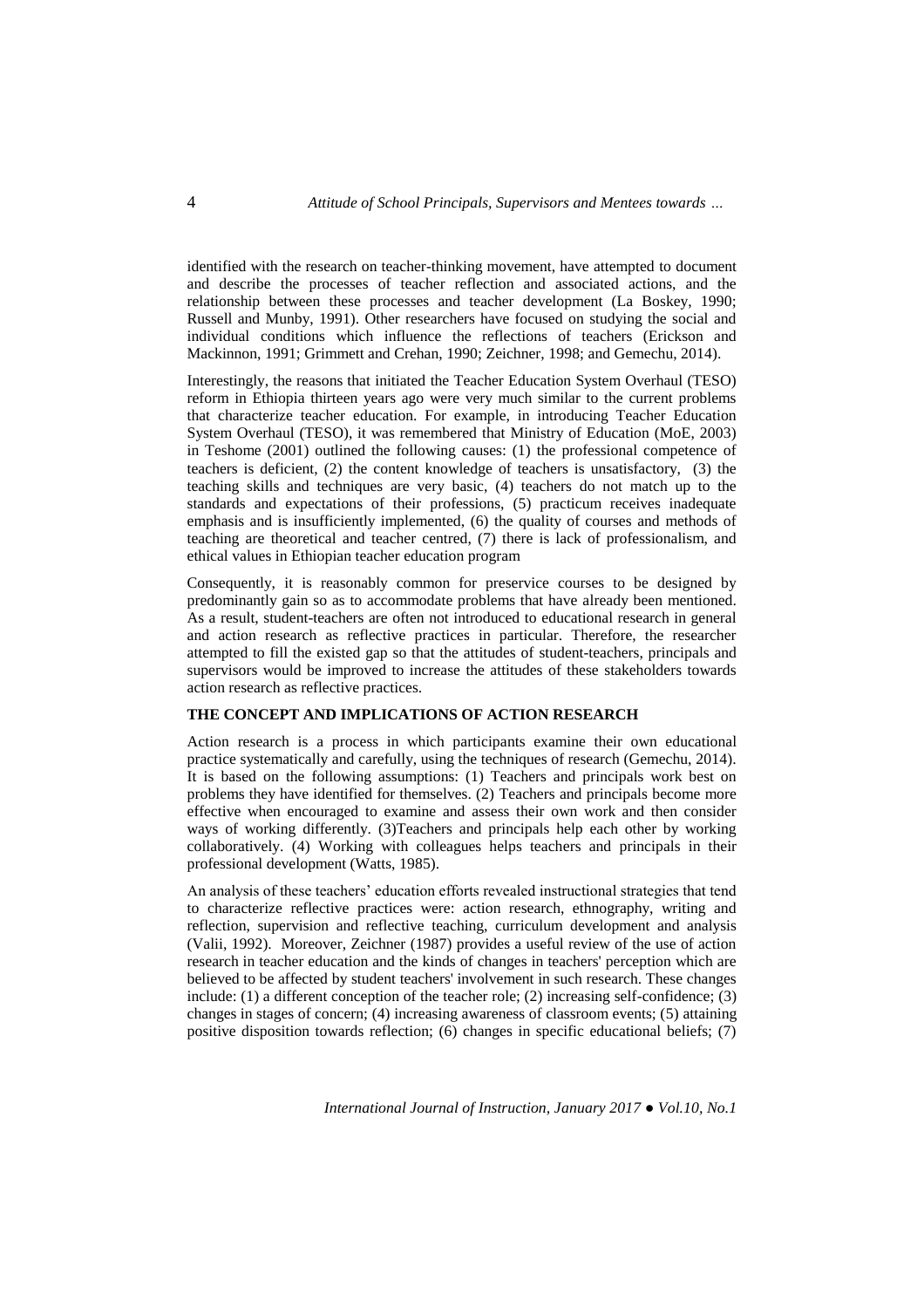identified with the research on teacher-thinking movement, have attempted to document and describe the processes of teacher reflection and associated actions, and the relationship between these processes and teacher development (La Boskey, 1990; Russell and Munby, 1991). Other researchers have focused on studying the social and individual conditions which influence the reflections of teachers (Erickson and Mackinnon, 1991; Grimmett and Crehan, 1990; Zeichner, 1998; and Gemechu, 2014).

Interestingly, the reasons that initiated the Teacher Education System Overhaul (TESO) reform in Ethiopia thirteen years ago were very much similar to the current problems that characterize teacher education. For example, in introducing Teacher Education System Overhaul (TESO), it was remembered that Ministry of Education (MoE, 2003) in Teshome (2001) outlined the following causes: (1) the professional competence of teachers is deficient, (2) the content knowledge of teachers is unsatisfactory, (3) the teaching skills and techniques are very basic, (4) teachers do not match up to the standards and expectations of their professions, (5) practicum receives inadequate emphasis and is insufficiently implemented, (6) the quality of courses and methods of teaching are theoretical and teacher centred, (7) there is lack of professionalism, and ethical values in Ethiopian teacher education program

Consequently, it is reasonably common for preservice courses to be designed by predominantly gain so as to accommodate problems that have already been mentioned. As a result, student-teachers are often not introduced to educational research in general and action research as reflective practices in particular. Therefore, the researcher attempted to fill the existed gap so that the attitudes of student-teachers, principals and supervisors would be improved to increase the attitudes of these stakeholders towards action research as reflective practices.

## THE CONCEPT AND IMPLICATIONS OF ACTION RESEARCH

Action research is a process in which participants examine their own educational practice systematically and carefully, using the techniques of research (Gemechu, 2014). It is based on the following assumptions: (1) Teachers and principals work best on problems they have identified for themselves. (2) Teachers and principals become more effective when encouraged to examine and assess their own work and then consider ways of working differently. (3)Teachers and principals help each other by working collaboratively. (4) Working with colleagues helps teachers and principals in their professional development (Watts, 1985).

An analysis of these teachers' education efforts revealed instructional strategies that tend to characterize reflective practices were: action research, ethnography, writing and reflection, supervision and reflective teaching, curriculum development and analysis (Valii, 1992). Moreover, Zeichner (1987) provides a useful review of the use of action research in teacher education and the kinds of changes in teachers' perception which are believed to be affected by student teachers' involvement in such research. These changes include: (1) a different conception of the teacher role; (2) increasing self-confidence; (3) changes in stages of concern; (4) increasing awareness of classroom events; (5) attaining positive disposition towards reflection; (6) changes in specific educational beliefs; (7)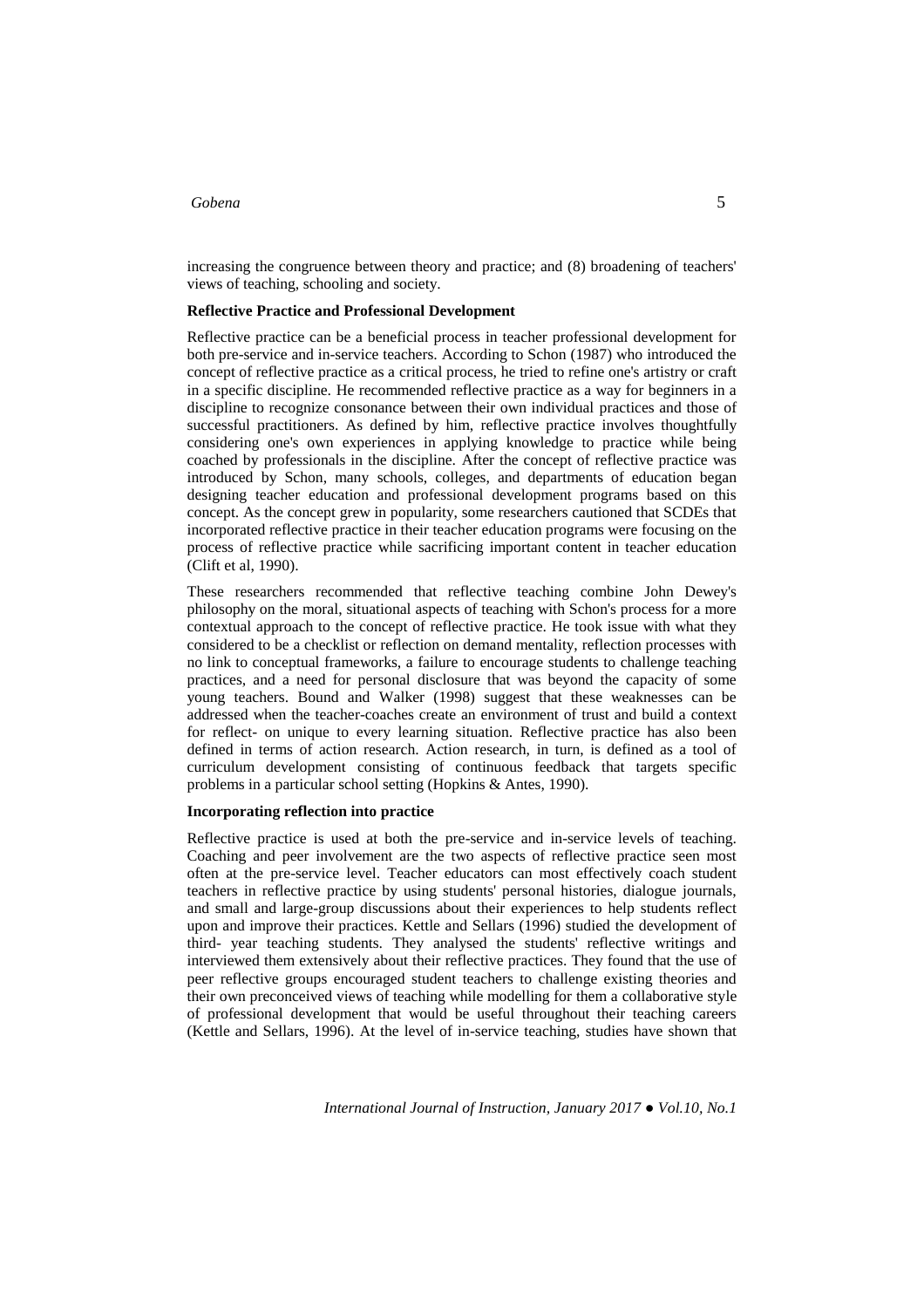increasing the congruence between theory and practice; and (8) broadening of teachers' views of teaching, schooling and society.

**Reflective Practice and Professional Development**

Reflective practice can be a beneficial process in teacher professional development for both pre-service and in-service teachers. According to Schon (1987) who introduced the concept of reflective practice as a critical process, he tried to refine one's artistry or craft in a specific discipline. He recommended reflective practice as a way for beginners in a discipline to recognize consonance between their own individual practices and those of successful practitioners. As defined by him, reflective practice involves thoughtfully considering one's own experiences in applying knowledge to practice while being coached by professionals in the discipline. After the concept of reflective practice was introduced by Schon, many schools, colleges, and departments of education began designing teacher education and professional development programs based on this concept. As the concept grew in popularity, some researchers cautioned that SCDEs that incorporated reflective practice in their teacher education programs were focusing on the process of reflective practice while sacrificing important content in teacher education (Clift et al, 1990).

These researchers recommended that reflective teaching combine John Dewey's philosophy on the moral, situational aspects of teaching with Schon's process for a more contextual approach to the concept of reflective practice. He took issue with what they considered to be a checklist or reflection on demand mentality, reflection processes with no link to conceptual frameworks, a failure to encourage students to challenge teaching practices, and a need for personal disclosure that was beyond the capacity of some young teachers. Bound and Walker (1998) suggest that these weaknesses can be addressed when the teacher-coaches create an environment of trust and build a context for reflect- on unique to every learning situation. Reflective practice has also been defined in terms of action research. Action research, in turn, is defined as a tool of curriculum development consisting of continuous feedback that targets specific problems in a particular school setting (Hopkins & Antes, 1990).

**Incorporating reflection into practice**

Reflective practice is used at both the pre-service and in-service levels of teaching. Coaching and peer involvement are the two aspects of reflective practice seen most often at the pre-service level. Teacher educators can most effectively coach student teachers in reflective practice by using students' personal histories, dialogue journals, and small and large-group discussions about their experiences to help students reflect upon and improve their practices. Kettle and Sellars (1996) studied the development of third- year teaching students. They analysed the students' reflective writings and interviewed them extensively about their reflective practices. They found that the use of peer reflective groups encouraged student teachers to challenge existing theories and their own preconceived views of teaching while modelling for them a collaborative style of professional development that would be useful throughout their teaching careers (Kettle and Sellars, 1996). At the level of in-service teaching, studies have shown that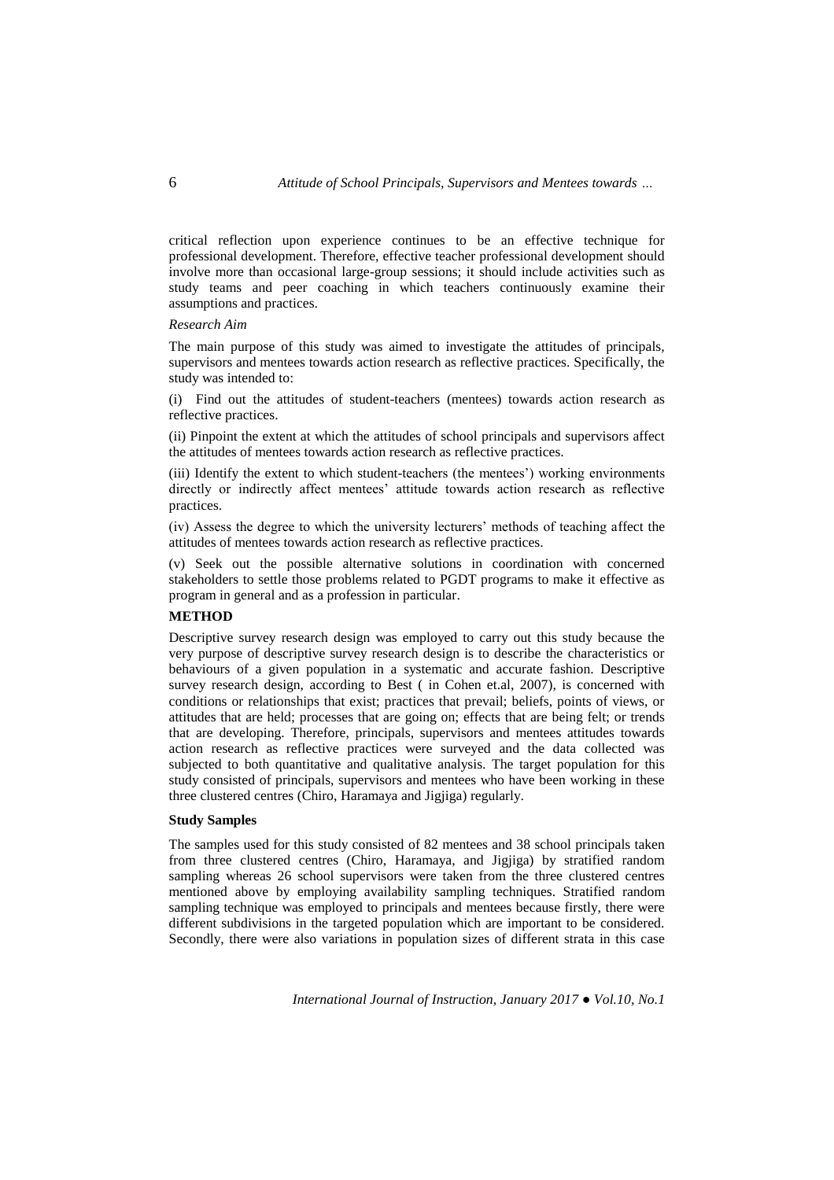critical reflection upon experience continues to be an effective technique for professional development. Therefore, effective teacher professional development should involve more than occasional large-group sessions; it should include activities such as study teams and peer coaching in which teachers continuously examine their assumptions and practices.

*Research Aim*

The main purpose of this study was aimed to investigate the attitudes of principals, supervisors and mentees towards action research as reflective practices. Specifically, the study was intended to:

(i) Find out the attitudes of student-teachers (mentees) towards action research as reflective practices.

(ii) Pinpoint the extent at which the attitudes of school principals and supervisors affect the attitudes of mentees towards action research as reflective practices.

(iii) Identify the extent to which student-teachers (the mentees') working environments directly or indirectly affect mentees' attitude towards action research as reflective practices.

(iv) Assess the degree to which the university lecturers' methods of teaching affect the attitudes of mentees towards action research as reflective practices.

(v) Seek out the possible alternative solutions in coordination with concerned stakeholders to settle those problems related to PGDT programs to make it effective as program in general and as a profession in particular.

## METHOD

Descriptive survey research design was employed to carry out this study because the very purpose of descriptive survey research design is to describe the characteristics or behaviours of a given population in a systematic and accurate fashion. Descriptive survey research design, according to Best ( in Cohen et.al, 2007), is concerned with conditions or relationships that exist; practices that prevail; beliefs, points of views, or attitudes that are held; processes that are going on; effects that are being felt; or trends that are developing. Therefore, principals, supervisors and mentees attitudes towards action research as reflective practices were surveyed and the data collected was subjected to both quantitative and qualitative analysis. The target population for this study consisted of principals, supervisors and mentees who have been working in these three clustered centres (Chiro, Haramaya and Jigjiga) regularly.

### Study Samples

The samples used for this study consisted of 82 mentees and 38 school principals taken from three clustered centres (Chiro, Haramaya, and Jigjiga) by stratified random sampling whereas 26 school supervisors were taken from the three clustered centres mentioned above by employing availability sampling techniques. Stratified random sampling technique was employed to principals and mentees because firstly, there were different subdivisions in the targeted population which are important to be considered. Secondly, there were also variations in population sizes of different strata in this case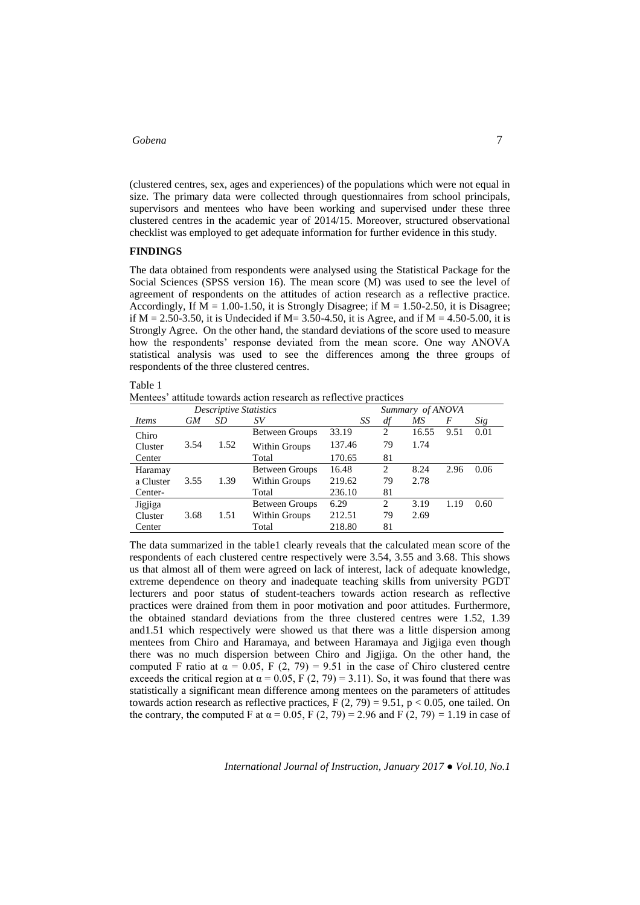(clustered centres, sex, ages and experiences) of the populations which were not equal in size. The primary data were collected through questionnaires from school principals, supervisors and mentees who have been working and supervised under these three clustered centres in the academic year of 2014/15. Moreover, structured observational checklist was employed to get adequate information for further evidence in this study.

## FINDINGS

The data obtained from respondents were analysed using the Statistical Package for the Social Sciences (SPSS version 16). The mean score (M) was used to see the level of agreement of respondents on the attitudes of action research as a reflective practice. Accordingly, If M = 1.00-1.50, it is Strongly Disagree; if M = 1.50-2.50, it is Disagree; if M = 2.50-3.50, it is Undecided if M= 3.50-4.50, it is Agree, and if M = 4.50-5.00, it is Strongly Agree. On the other hand, the standard deviations of the score used to measure how the respondents' response deviated from the mean score. One way ANOVA statistical analysis was used to see the differences among the three groups of respondents of the three clustered centres.

Table 1
Mentees' attitude towards action research as reflective practices

| *Descriptive Statistics* | | | | *Summary of ANOVA* | | | | |
|---|---|---|---|---|---|---|---|---|
| *Items* | *GM* | *SD* | *SV* | *SS* | *df* | *MS* | *F* | *Sig* |
| Chiro Cluster Center | 3.54 | 1.52 | Between Groups | 33.19 | 2 | 16.55 | 9.51 | 0.01 |
| | | | Within Groups | 137.46 | 79 | 1.74 | | |
| | | | Total | 170.65 | 81 | | | |
| Haramaya Cluster Center- | 3.55 | 1.39 | Between Groups | 16.48 | 2 | 8.24 | 2.96 | 0.06 |
| | | | Within Groups | 219.62 | 79 | 2.78 | | |
| | | | Total | 236.10 | 81 | | | |
| Jigjiga Cluster Center | 3.68 | 1.51 | Between Groups | 6.29 | 2 | 3.19 | 1.19 | 0.60 |
| | | | Within Groups | 212.51 | 79 | 2.69 | | |
| | | | Total | 218.80 | 81 | | | |

The data summarized in the table1 clearly reveals that the calculated mean score of the respondents of each clustered centre respectively were 3.54, 3.55 and 3.68. This shows us that almost all of them were agreed on lack of interest, lack of adequate knowledge, extreme dependence on theory and inadequate teaching skills from university PGDT lecturers and poor status of student-teachers towards action research as reflective practices were drained from them in poor motivation and poor attitudes. Furthermore, the obtained standard deviations from the three clustered centres were 1.52, 1.39 and1.51 which respectively were showed us that there was a little dispersion among mentees from Chiro and Haramaya, and between Haramaya and Jigjiga even though there was no much dispersion between Chiro and Jigjiga. On the other hand, the computed F ratio at $\alpha = 0.05$, $F(2, 79) = 9.51$ in the case of Chiro clustered centre exceeds the critical region at $\alpha = 0.05$, $F(2, 79) = 3.11$). So, it was found that there was statistically a significant mean difference among mentees on the parameters of attitudes towards action research as reflective practices, $F(2, 79) = 9.51$, $p < 0.05$, one tailed. On the contrary, the computed F at $\alpha = 0.05$, $F(2, 79) = 2.96$ and $F(2, 79) = 1.19$ in case of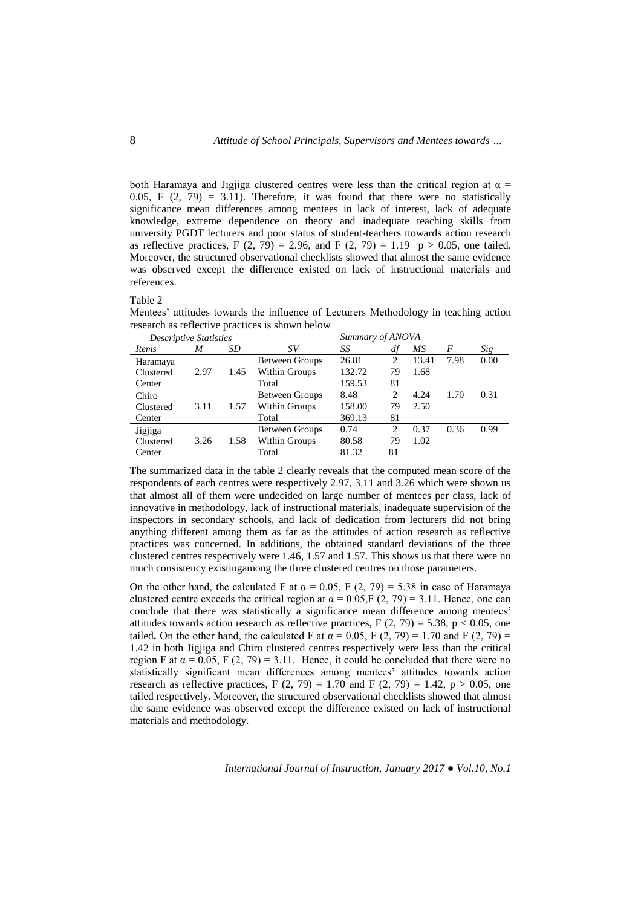both Haramaya and Jigjiga clustered centres were less than the critical region at $\alpha = 0.05$, $F(2, 79) = 3.11$). Therefore, it was found that there were no statistically significance mean differences among mentees in lack of interest, lack of adequate knowledge, extreme dependence on theory and inadequate teaching skills from university PGDT lecturers and poor status of student-teachers ttowards action research as reflective practices, $F(2, 79) = 2.96$, and $F(2, 79) = 1.19$ $p > 0.05$, one tailed. Moreover, the structured observational checklists showed that almost the same evidence was observed except the difference existed on lack of instructional materials and references.

Table 2

Mentees' attitudes towards the influence of Lecturers Methodology in teaching action research as reflective practices is shown below

| *Descriptive Statistics* | | | *Summary of ANOVA* | | | | | |
|---|---|---|---|---|---|---|---|---|
| *Items* | *M* | *SD* | *SV* | *SS* | *df* | *MS* | *F* | *Sig* |
| Haramaya Clustered Center | 2.97 | 1.45 | Between Groups | 26.81 | 2 | 13.41 | 7.98 | 0.00 |
| | | | Within Groups | 132.72 | 79 | 1.68 | | |
| | | | Total | 159.53 | 81 | | | |
| Chiro Clustered Center | 3.11 | 1.57 | Between Groups | 8.48 | 2 | 4.24 | 1.70 | 0.31 |
| | | | Within Groups | 158.00 | 79 | 2.50 | | |
| | | | Total | 369.13 | 81 | | | |
| Jigjiga Clustered Center | 3.26 | 1.58 | Between Groups | 0.74 | 2 | 0.37 | 0.36 | 0.99 |
| | | | Within Groups | 80.58 | 79 | 1.02 | | |
| | | | Total | 81.32 | 81 | | | |

The summarized data in the table 2 clearly reveals that the computed mean score of the respondents of each centres were respectively 2.97, 3.11 and 3.26 which were shown us that almost all of them were undecided on large number of mentees per class, lack of innovative in methodology, lack of instructional materials, inadequate supervision of the inspectors in secondary schools, and lack of dedication from lecturers did not bring anything different among them as far as the attitudes of action research as reflective practices was concerned. In additions, the obtained standard deviations of the three clustered centres respectively were 1.46, 1.57 and 1.57. This shows us that there were no much consistency existingamong the three clustered centres on those parameters.

On the other hand, the calculated F at $\alpha = 0.05$, $F(2, 79) = 5.38$ in case of Haramaya clustered centre exceeds the critical region at $\alpha = 0.05$,$F(2, 79) = 3.11$. Hence, one can conclude that there was statistically a significance mean difference among mentees' attitudes towards action research as reflective practices, $F(2, 79) = 5.38$, $p < 0.05$, one tailed**.** On the other hand, the calculated F at $\alpha = 0.05$, $F(2, 79) = 1.70$ and $F(2, 79) = 1.42$ in both Jigjiga and Chiro clustered centres respectively were less than the critical region F at $\alpha = 0.05$, $F(2, 79) = 3.11$. Hence, it could be concluded that there were no statistically significant mean differences among mentees' attitudes towards action research as reflective practices, $F(2, 79) = 1.70$ and $F(2, 79) = 1.42$, $p > 0.05$, one tailed respectively. Moreover, the structured observational checklists showed that almost the same evidence was observed except the difference existed on lack of instructional materials and methodology.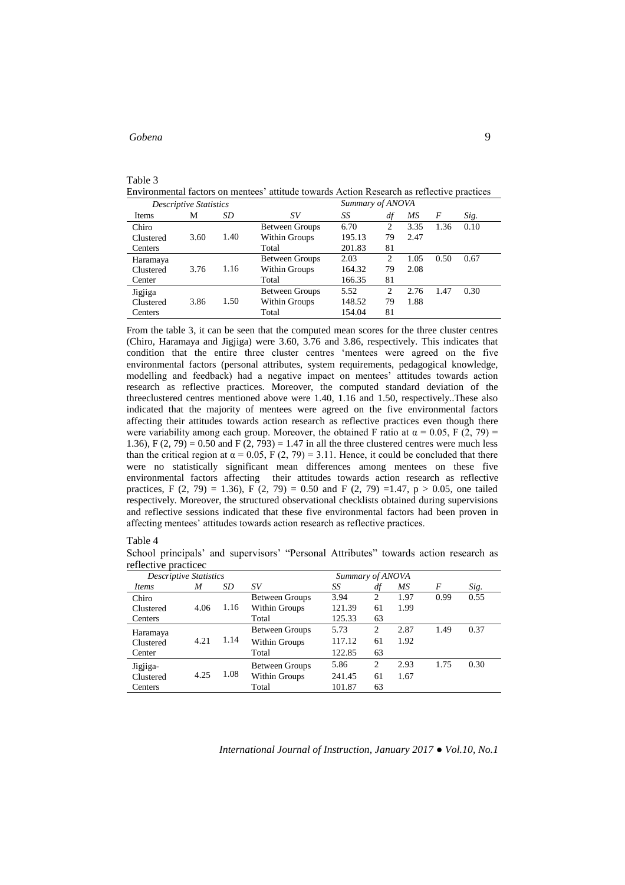Table 3
Environmental factors on mentees' attitude towards Action Research as reflective practices

| *Descriptive Statistics* | | | *Summary of ANOVA* | | | | | |
|---|---|---|---|---|---|---|---|---|
| Items | M | *SD* | *SV* | *SS* | *df* | *MS* | *F* | *Sig.* |
| Chiro Clustered Centers | 3.60 | 1.40 | Between Groups | 6.70 | 2 | 3.35 | 1.36 | 0.10 |
| | | | Within Groups | 195.13 | 79 | 2.47 | | |
| | | | Total | 201.83 | 81 | | | |
| Haramaya Clustered Center | 3.76 | 1.16 | Between Groups | 2.03 | 2 | 1.05 | 0.50 | 0.67 |
| | | | Within Groups | 164.32 | 79 | 2.08 | | |
| | | | Total | 166.35 | 81 | | | |
| Jigjiga Clustered Centers | 3.86 | 1.50 | Between Groups | 5.52 | 2 | 2.76 | 1.47 | 0.30 |
| | | | Within Groups | 148.52 | 79 | 1.88 | | |
| | | | Total | 154.04 | 81 | | | |

From the table 3, it can be seen that the computed mean scores for the three cluster centres (Chiro, Haramaya and Jigjiga) were 3.60, 3.76 and 3.86, respectively. This indicates that condition that the entire three cluster centres 'mentees were agreed on the five environmental factors (personal attributes, system requirements, pedagogical knowledge, modelling and feedback) had a negative impact on mentees' attitudes towards action research as reflective practices. Moreover, the computed standard deviation of the threeclustered centres mentioned above were 1.40, 1.16 and 1.50, respectively..These also indicated that the majority of mentees were agreed on the five environmental factors affecting their attitudes towards action research as reflective practices even though there were variability among each group. Moreover, the obtained F ratio at $\alpha = 0.05$, $F(2, 79) = 1.36$), $F(2, 79) = 0.50$ and $F(2, 793) = 1.47$ in all the three clustered centres were much less than the critical region at $\alpha = 0.05$, $F(2, 79) = 3.11$. Hence, it could be concluded that there were no statistically significant mean differences among mentees on these five environmental factors affecting their attitudes towards action research as reflective practices, $F(2, 79) = 1.36$), $F(2, 79) = 0.50$ and $F(2, 79) = 1.47$, $p > 0.05$, one tailed respectively. Moreover, the structured observational checklists obtained during supervisions and reflective sessions indicated that these five environmental factors had been proven in affecting mentees' attitudes towards action research as reflective practices.

Table 4
School principals' and supervisors' "Personal Attributes" towards action research as reflective practicec

| *Descriptive Statistics* | | | *Summary of ANOVA* | | | | | |
|---|---|---|---|---|---|---|---|---|
| *Items* | *M* | *SD* | *SV* | *SS* | *df* | *MS* | *F* | *Sig.* |
| Chiro Clustered Centers | 4.06 | 1.16 | Between Groups | 3.94 | 2 | 1.97 | 0.99 | 0.55 |
| | | | Within Groups | 121.39 | 61 | 1.99 | | |
| | | | Total | 125.33 | 63 | | | |
| Haramaya Clustered Center | 4.21 | 1.14 | Between Groups | 5.73 | 2 | 2.87 | 1.49 | 0.37 |
| | | | Within Groups | 117.12 | 61 | 1.92 | | |
| | | | Total | 122.85 | 63 | | | |
| Jigjiga-Clustered Centers | 4.25 | 1.08 | Between Groups | 5.86 | 2 | 2.93 | 1.75 | 0.30 |
| | | | Within Groups | 241.45 | 61 | 1.67 | | |
| | | | Total | 101.87 | 63 | | | |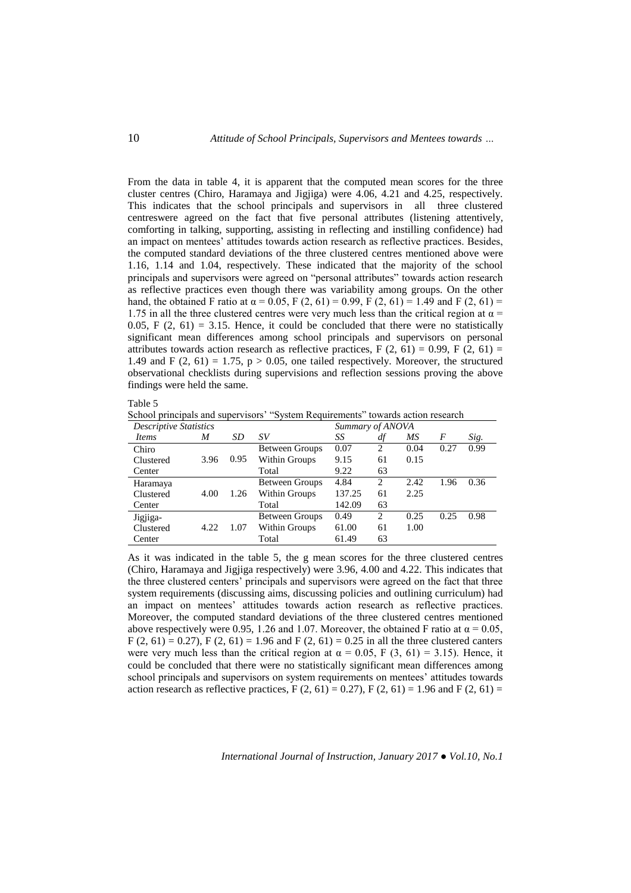From the data in table 4, it is apparent that the computed mean scores for the three cluster centres (Chiro, Haramaya and Jigjiga) were 4.06, 4.21 and 4.25, respectively. This indicates that the school principals and supervisors in all three clustered centreswere agreed on the fact that five personal attributes (listening attentively, comforting in talking, supporting, assisting in reflecting and instilling confidence) had an impact on mentees' attitudes towards action research as reflective practices. Besides, the computed standard deviations of the three clustered centres mentioned above were 1.16, 1.14 and 1.04, respectively. These indicated that the majority of the school principals and supervisors were agreed on "personal attributes" towards action research as reflective practices even though there was variability among groups. On the other hand, the obtained F ratio at $\alpha = 0.05$, $F(2, 61) = 0.99$, $F(2, 61) = 1.49$ and $F(2, 61) = 1.75$ in all the three clustered centres were very much less than the critical region at $\alpha = 0.05$, $F(2, 61) = 3.15$. Hence, it could be concluded that there were no statistically significant mean differences among school principals and supervisors on personal attributes towards action research as reflective practices, $F(2, 61) = 0.99$, $F(2, 61) = 1.49$ and $F(2, 61) = 1.75$, $p > 0.05$, one tailed respectively. Moreover, the structured observational checklists during supervisions and reflection sessions proving the above findings were held the same.

Table 5

School principals and supervisors' "System Requirements" towards action research

| *Descriptive Statistics* | | | *Summary of ANOVA* | | | | | |
|---|---|---|---|---|---|---|---|---|
| *Items* | *M* | *SD* | *SV* | *SS* | *df* | *MS* | *F* | *Sig.* |
| Chiro Clustered Center | 3.96 | 0.95 | Between Groups | 0.07 | 2 | 0.04 | 0.27 | 0.99 |
| | | | Within Groups | 9.15 | 61 | 0.15 | | |
| | | | Total | 9.22 | 63 | | | |
| Haramaya Clustered Center | 4.00 | 1.26 | Between Groups | 4.84 | 2 | 2.42 | 1.96 | 0.36 |
| | | | Within Groups | 137.25 | 61 | 2.25 | | |
| | | | Total | 142.09 | 63 | | | |
| Jigjiga-Clustered Center | 4.22 | 1.07 | Between Groups | 0.49 | 2 | 0.25 | 0.25 | 0.98 |
| | | | Within Groups | 61.00 | 61 | 1.00 | | |
| | | | Total | 61.49 | 63 | | | |

As it was indicated in the table 5, the g mean scores for the three clustered centres (Chiro, Haramaya and Jigjiga respectively) were 3.96, 4.00 and 4.22. This indicates that the three clustered centers' principals and supervisors were agreed on the fact that three system requirements (discussing aims, discussing policies and outlining curriculum) had an impact on mentees' attitudes towards action research as reflective practices. Moreover, the computed standard deviations of the three clustered centres mentioned above respectively were 0.95, 1.26 and 1.07. Moreover, the obtained F ratio at $\alpha = 0.05$, $F(2, 61) = 0.27$), $F(2, 61) = 1.96$ and $F(2, 61) = 0.25$ in all the three clustered canters were very much less than the critical region at $\alpha = 0.05$, $F(3, 61) = 3.15$). Hence, it could be concluded that there were no statistically significant mean differences among school principals and supervisors on system requirements on mentees' attitudes towards action research as reflective practices, $F(2, 61) = 0.27$), $F(2, 61) = 1.96$ and $F(2, 61) =$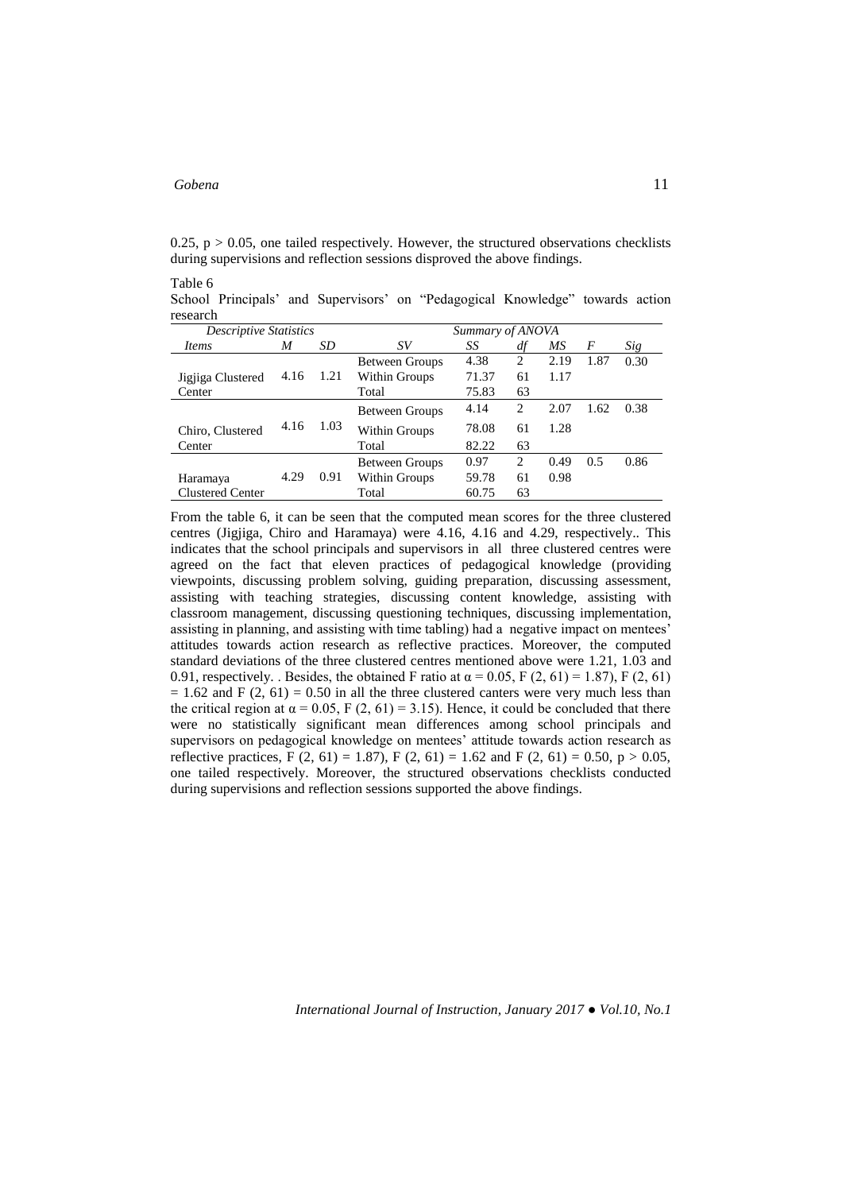0.25, $p > 0.05$, one tailed respectively. However, the structured observations checklists during supervisions and reflection sessions disproved the above findings.

Table 6
School Principals' and Supervisors' on "Pedagogical Knowledge" towards action research

| *Descriptive Statistics* | | | *Summary of ANOVA* | | | | | |
|---|---|---|---|---|---|---|---|---|
| *Items* | *M* | *SD* | *SV* | *SS* | *df* | *MS* | *F* | *Sig* |
| Jigjiga Clustered Center | 4.16 | 1.21 | Between Groups | 4.38 | 2 | 2.19 | 1.87 | 0.30 |
| | | | Within Groups | 71.37 | 61 | 1.17 | | |
| | | | Total | 75.83 | 63 | | | |
| Chiro, Clustered Center | 4.16 | 1.03 | Between Groups | 4.14 | 2 | 2.07 | 1.62 | 0.38 |
| | | | Within Groups | 78.08 | 61 | 1.28 | | |
| | | | Total | 82.22 | 63 | | | |
| Haramaya Clustered Center | 4.29 | 0.91 | Between Groups | 0.97 | 2 | 0.49 | 0.5 | 0.86 |
| | | | Within Groups | 59.78 | 61 | 0.98 | | |
| | | | Total | 60.75 | 63 | | | |

From the table 6, it can be seen that the computed mean scores for the three clustered centres (Jigjiga, Chiro and Haramaya) were 4.16, 4.16 and 4.29, respectively.. This indicates that the school principals and supervisors in all three clustered centres were agreed on the fact that eleven practices of pedagogical knowledge (providing viewpoints, discussing problem solving, guiding preparation, discussing assessment, assisting with teaching strategies, discussing content knowledge, assisting with classroom management, discussing questioning techniques, discussing implementation, assisting in planning, and assisting with time tabling) had a negative impact on mentees' attitudes towards action research as reflective practices. Moreover, the computed standard deviations of the three clustered centres mentioned above were 1.21, 1.03 and 0.91, respectively. . Besides, the obtained F ratio at $\alpha = 0.05$, $F(2, 61) = 1.87$), $F(2, 61) = 1.62$ and $F(2, 61) = 0.50$ in all the three clustered canters were very much less than the critical region at $\alpha = 0.05$, $F(2, 61) = 3.15$). Hence, it could be concluded that there were no statistically significant mean differences among school principals and supervisors on pedagogical knowledge on mentees' attitude towards action research as reflective practices, $F(2, 61) = 1.87$), $F(2, 61) = 1.62$ and $F(2, 61) = 0.50$, $p > 0.05$, one tailed respectively. Moreover, the structured observations checklists conducted during supervisions and reflection sessions supported the above findings.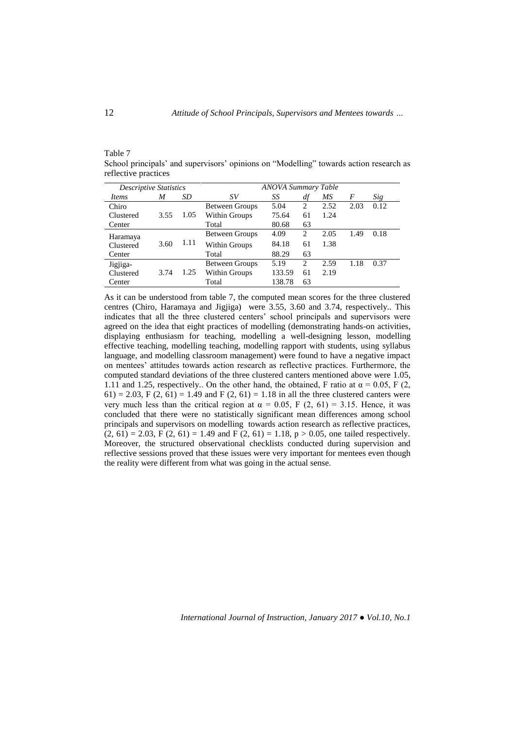Table 7

School principals' and supervisors' opinions on "Modelling" towards action research as reflective practices

| *Descriptive Statistics* | | | *ANOVA Summary Table* | | | | | |
|---|---|---|---|---|---|---|---|---|
| *Items* | *M* | *SD* | *SV* | *SS* | *df* | *MS* | *F* | *Sig* |
| Chiro Clustered Center | 3.55 | 1.05 | Between Groups | 5.04 | 2 | 2.52 | 2.03 | 0.12 |
| | | | Within Groups | 75.64 | 61 | 1.24 | | |
| | | | Total | 80.68 | 63 | | | |
| Haramaya Clustered Center | 3.60 | 1.11 | Between Groups | 4.09 | 2 | 2.05 | 1.49 | 0.18 |
| | | | Within Groups | 84.18 | 61 | 1.38 | | |
| | | | Total | 88.29 | 63 | | | |
| Jigjiga-Clustered Center | 3.74 | 1.25 | Between Groups | 5.19 | 2 | 2.59 | 1.18 | 0.37 |
| | | | Within Groups | 133.59 | 61 | 2.19 | | |
| | | | Total | 138.78 | 63 | | | |

As it can be understood from table 7, the computed mean scores for the three clustered centres (Chiro, Haramaya and Jigjiga) were 3.55, 3.60 and 3.74, respectively.. This indicates that all the three clustered centers' school principals and supervisors were agreed on the idea that eight practices of modelling (demonstrating hands-on activities, displaying enthusiasm for teaching, modelling a well-designing lesson, modelling effective teaching, modelling teaching, modelling rapport with students, using syllabus language, and modelling classroom management) were found to have a negative impact on mentees' attitudes towards action research as reflective practices. Furthermore, the computed standard deviations of the three clustered canters mentioned above were 1.05, 1.11 and 1.25, respectively.. On the other hand, the obtained, F ratio at $\alpha = 0.05$, $F(2, 61) = 2.03$, $F(2, 61) = 1.49$ and $F(2, 61) = 1.18$ in all the three clustered canters were very much less than the critical region at $\alpha = 0.05$, $F(2, 61) = 3.15$. Hence, it was concluded that there were no statistically significant mean differences among school principals and supervisors on modelling towards action research as reflective practices, $(2, 61) = 2.03$, $F(2, 61) = 1.49$ and $F(2, 61) = 1.18$, $p > 0.05$, one tailed respectively. Moreover, the structured observational checklists conducted during supervision and reflective sessions proved that these issues were very important for mentees even though the reality were different from what was going in the actual sense.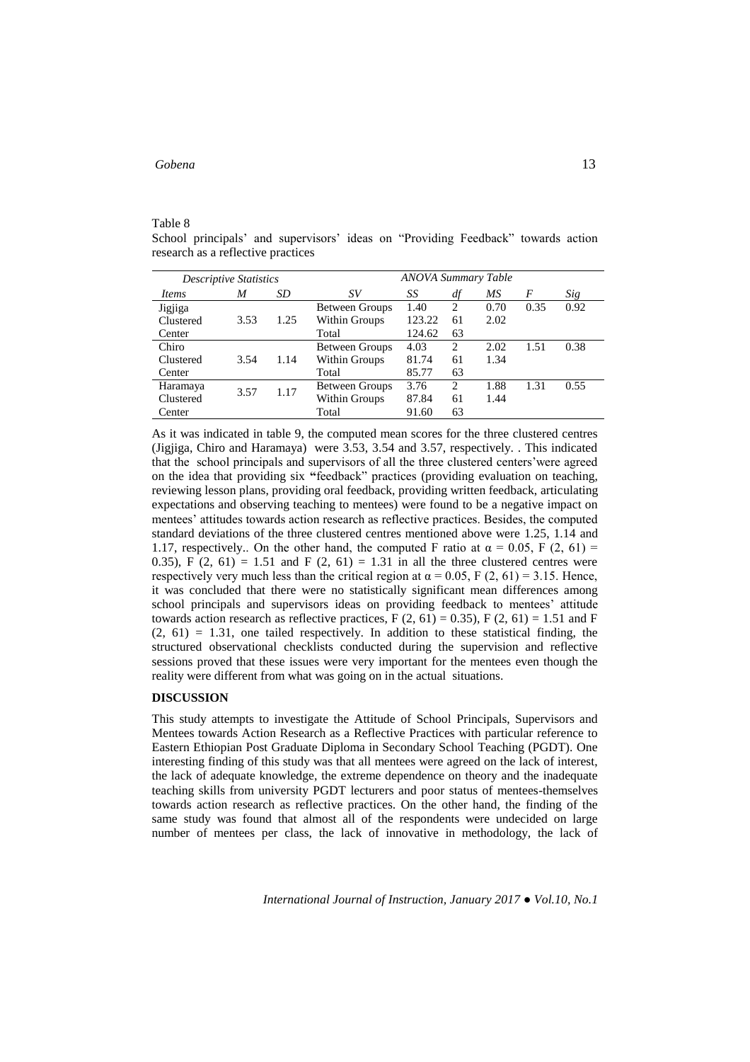Table 8

School principals' and supervisors' ideas on "Providing Feedback" towards action research as a reflective practices

| *Descriptive Statistics* | | | *ANOVA Summary Table* | | | | | |
|---|---|---|---|---|---|---|---|---|
| *Items* | *M* | *SD* | *SV* | *SS* | *df* | *MS* | *F* | *Sig* |
| Jigjiga Clustered Center | 3.53 | 1.25 | Between Groups | 1.40 | 2 | 0.70 | 0.35 | 0.92 |
| | | | Within Groups | 123.22 | 61 | 2.02 | | |
| | | | Total | 124.62 | 63 | | | |
| Chiro Clustered Center | 3.54 | 1.14 | Between Groups | 4.03 | 2 | 2.02 | 1.51 | 0.38 |
| | | | Within Groups | 81.74 | 61 | 1.34 | | |
| | | | Total | 85.77 | 63 | | | |
| Haramaya Clustered Center | 3.57 | 1.17 | Between Groups | 3.76 | 2 | 1.88 | 1.31 | 0.55 |
| | | | Within Groups | 87.84 | 61 | 1.44 | | |
| | | | Total | 91.60 | 63 | | | |

As it was indicated in table 9, the computed mean scores for the three clustered centres (Jigjiga, Chiro and Haramaya) were 3.53, 3.54 and 3.57, respectively. . This indicated that the school principals and supervisors of all the three clustered centers'were agreed on the idea that providing six **"**feedback" practices (providing evaluation on teaching, reviewing lesson plans, providing oral feedback, providing written feedback, articulating expectations and observing teaching to mentees) were found to be a negative impact on mentees' attitudes towards action research as reflective practices. Besides, the computed standard deviations of the three clustered centres mentioned above were 1.25, 1.14 and 1.17, respectively.. On the other hand, the computed F ratio at $\alpha = 0.05$, $F(2, 61) = 0.35$), $F(2, 61) = 1.51$ and $F(2, 61) = 1.31$ in all the three clustered centres were respectively very much less than the critical region at $\alpha = 0.05$, $F(2, 61) = 3.15$. Hence, it was concluded that there were no statistically significant mean differences among school principals and supervisors ideas on providing feedback to mentees' attitude towards action research as reflective practices, $F(2, 61) = 0.35$), $F(2, 61) = 1.51$ and $F(2, 61) = 1.31$, one tailed respectively. In addition to these statistical finding, the structured observational checklists conducted during the supervision and reflective sessions proved that these issues were very important for the mentees even though the reality were different from what was going on in the actual situations.

## DISCUSSION

This study attempts to investigate the Attitude of School Principals, Supervisors and Mentees towards Action Research as a Reflective Practices with particular reference to Eastern Ethiopian Post Graduate Diploma in Secondary School Teaching (PGDT). One interesting finding of this study was that all mentees were agreed on the lack of interest, the lack of adequate knowledge, the extreme dependence on theory and the inadequate teaching skills from university PGDT lecturers and poor status of mentees-themselves towards action research as reflective practices. On the other hand, the finding of the same study was found that almost all of the respondents were undecided on large number of mentees per class, the lack of innovative in methodology, the lack of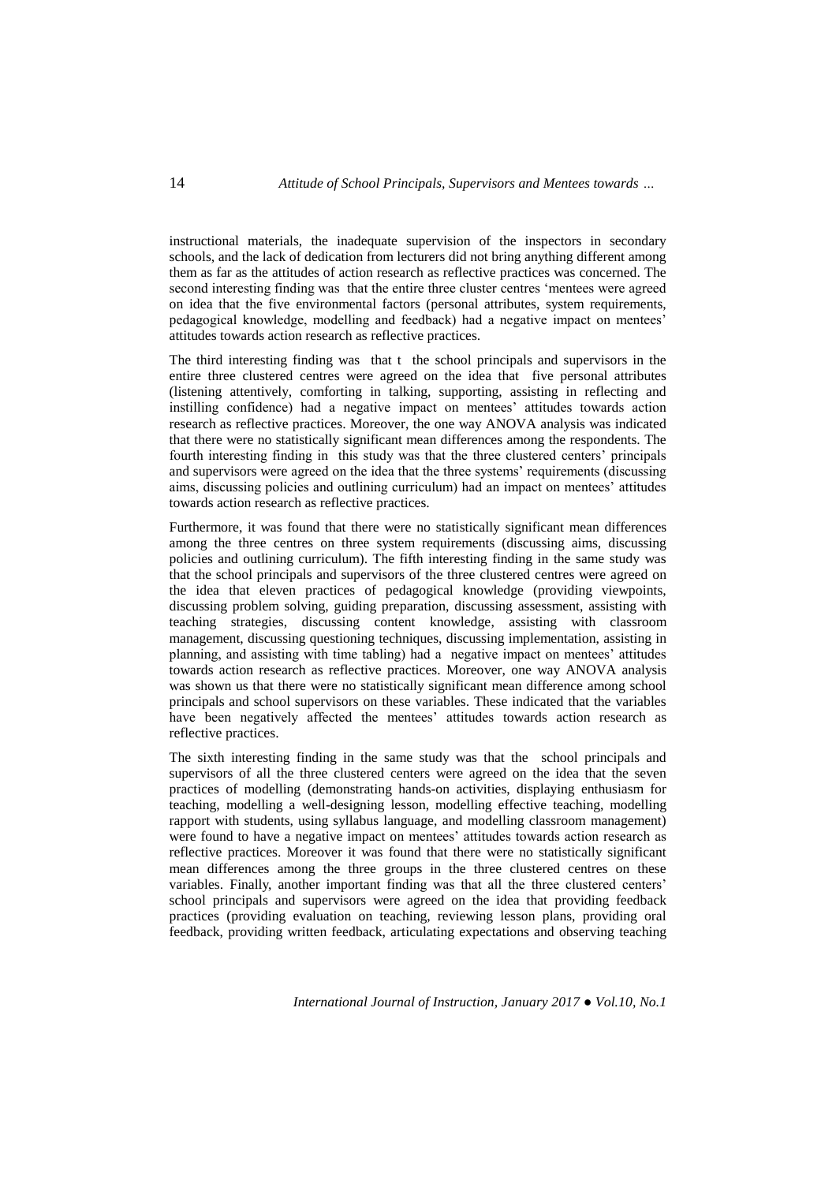instructional materials, the inadequate supervision of the inspectors in secondary schools, and the lack of dedication from lecturers did not bring anything different among them as far as the attitudes of action research as reflective practices was concerned. The second interesting finding was that the entire three cluster centres 'mentees were agreed on idea that the five environmental factors (personal attributes, system requirements, pedagogical knowledge, modelling and feedback) had a negative impact on mentees' attitudes towards action research as reflective practices.

The third interesting finding was that t the school principals and supervisors in the entire three clustered centres were agreed on the idea that five personal attributes (listening attentively, comforting in talking, supporting, assisting in reflecting and instilling confidence) had a negative impact on mentees' attitudes towards action research as reflective practices. Moreover, the one way ANOVA analysis was indicated that there were no statistically significant mean differences among the respondents. The fourth interesting finding in this study was that the three clustered centers' principals and supervisors were agreed on the idea that the three systems' requirements (discussing aims, discussing policies and outlining curriculum) had an impact on mentees' attitudes towards action research as reflective practices.

Furthermore, it was found that there were no statistically significant mean differences among the three centres on three system requirements (discussing aims, discussing policies and outlining curriculum). The fifth interesting finding in the same study was that the school principals and supervisors of the three clustered centres were agreed on the idea that eleven practices of pedagogical knowledge (providing viewpoints, discussing problem solving, guiding preparation, discussing assessment, assisting with teaching strategies, discussing content knowledge, assisting with classroom management, discussing questioning techniques, discussing implementation, assisting in planning, and assisting with time tabling) had a negative impact on mentees' attitudes towards action research as reflective practices. Moreover, one way ANOVA analysis was shown us that there were no statistically significant mean difference among school principals and school supervisors on these variables. These indicated that the variables have been negatively affected the mentees' attitudes towards action research as reflective practices.

The sixth interesting finding in the same study was that the school principals and supervisors of all the three clustered centers were agreed on the idea that the seven practices of modelling (demonstrating hands-on activities, displaying enthusiasm for teaching, modelling a well-designing lesson, modelling effective teaching, modelling rapport with students, using syllabus language, and modelling classroom management) were found to have a negative impact on mentees' attitudes towards action research as reflective practices. Moreover it was found that there were no statistically significant mean differences among the three groups in the three clustered centres on these variables. Finally, another important finding was that all the three clustered centers' school principals and supervisors were agreed on the idea that providing feedback practices (providing evaluation on teaching, reviewing lesson plans, providing oral feedback, providing written feedback, articulating expectations and observing teaching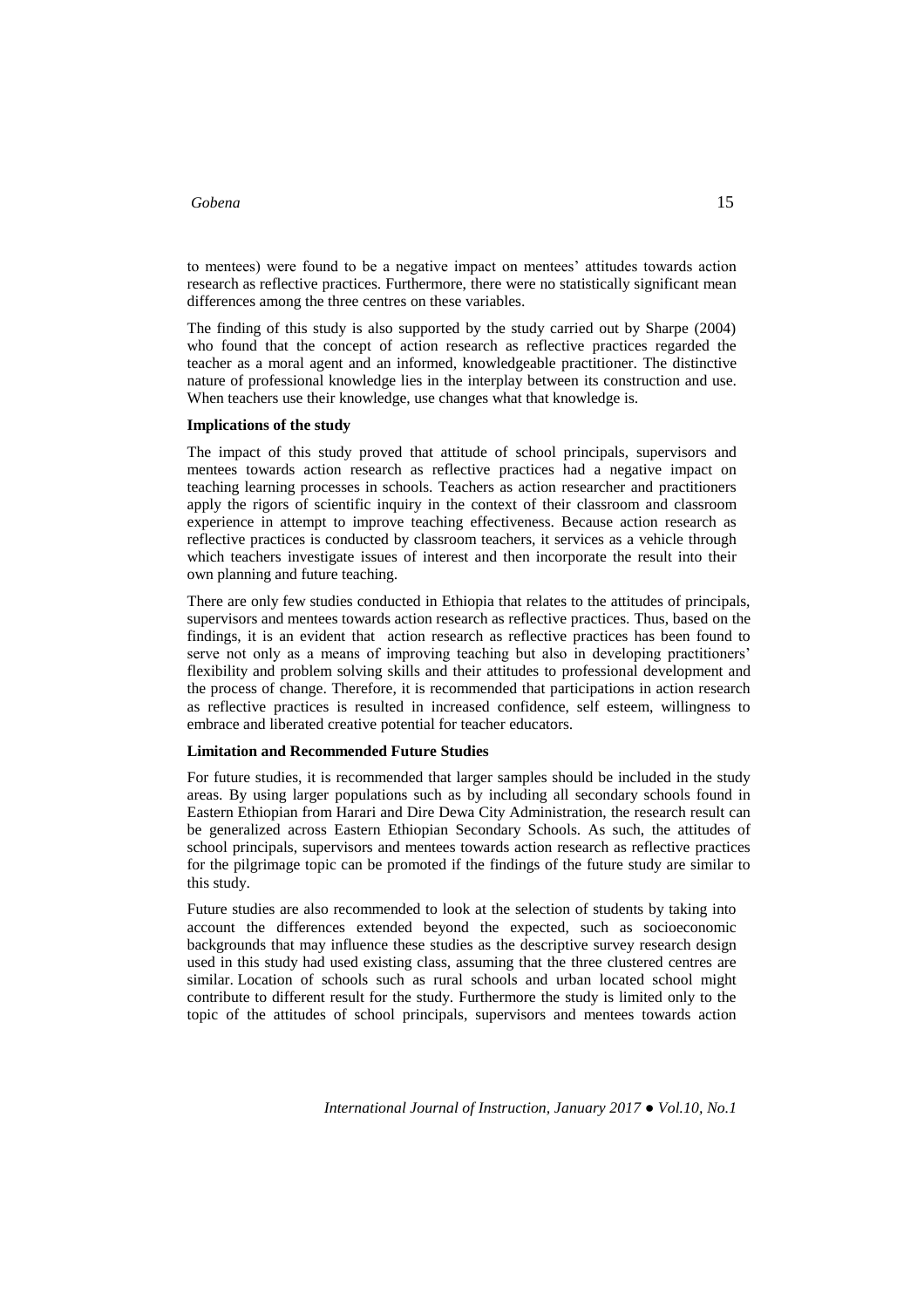to mentees) were found to be a negative impact on mentees' attitudes towards action research as reflective practices. Furthermore, there were no statistically significant mean differences among the three centres on these variables.

The finding of this study is also supported by the study carried out by Sharpe (2004) who found that the concept of action research as reflective practices regarded the teacher as a moral agent and an informed, knowledgeable practitioner. The distinctive nature of professional knowledge lies in the interplay between its construction and use. When teachers use their knowledge, use changes what that knowledge is.

**Implications of the study**

The impact of this study proved that attitude of school principals, supervisors and mentees towards action research as reflective practices had a negative impact on teaching learning processes in schools. Teachers as action researcher and practitioners apply the rigors of scientific inquiry in the context of their classroom and classroom experience in attempt to improve teaching effectiveness. Because action research as reflective practices is conducted by classroom teachers, it services as a vehicle through which teachers investigate issues of interest and then incorporate the result into their own planning and future teaching.

There are only few studies conducted in Ethiopia that relates to the attitudes of principals, supervisors and mentees towards action research as reflective practices. Thus, based on the findings, it is an evident that action research as reflective practices has been found to serve not only as a means of improving teaching but also in developing practitioners' flexibility and problem solving skills and their attitudes to professional development and the process of change. Therefore, it is recommended that participations in action research as reflective practices is resulted in increased confidence, self esteem, willingness to embrace and liberated creative potential for teacher educators.

**Limitation and Recommended Future Studies**

For future studies, it is recommended that larger samples should be included in the study areas. By using larger populations such as by including all secondary schools found in Eastern Ethiopian from Harari and Dire Dewa City Administration, the research result can be generalized across Eastern Ethiopian Secondary Schools. As such, the attitudes of school principals, supervisors and mentees towards action research as reflective practices for the pilgrimage topic can be promoted if the findings of the future study are similar to this study.

Future studies are also recommended to look at the selection of students by taking into account the differences extended beyond the expected, such as socioeconomic backgrounds that may influence these studies as the descriptive survey research design used in this study had used existing class, assuming that the three clustered centres are similar. Location of schools such as rural schools and urban located school might contribute to different result for the study. Furthermore the study is limited only to the topic of the attitudes of school principals, supervisors and mentees towards action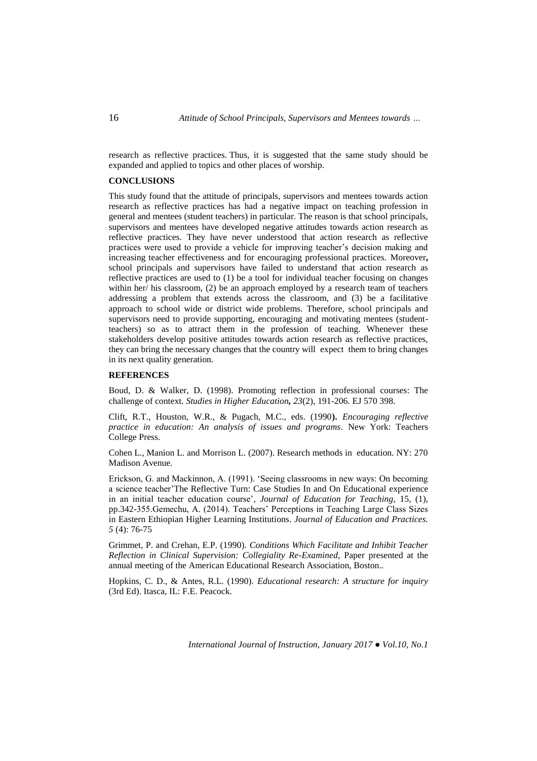research as reflective practices. Thus, it is suggested that the same study should be expanded and applied to topics and other places of worship.

## CONCLUSIONS

This study found that the attitude of principals, supervisors and mentees towards action research as reflective practices has had a negative impact on teaching profession in general and mentees (student teachers) in particular. The reason is that school principals, supervisors and mentees have developed negative attitudes towards action research as reflective practices. They have never understood that action research as reflective practices were used to provide a vehicle for improving teacher's decision making and increasing teacher effectiveness and for encouraging professional practices. Moreover**,** school principals and supervisors have failed to understand that action research as reflective practices are used to (1) be a tool for individual teacher focusing on changes within her/ his classroom, (2) be an approach employed by a research team of teachers addressing a problem that extends across the classroom, and (3) be a facilitative approach to school wide or district wide problems. Therefore, school principals and supervisors need to provide supporting, encouraging and motivating mentees (student-teachers) so as to attract them in the profession of teaching. Whenever these stakeholders develop positive attitudes towards action research as reflective practices, they can bring the necessary changes that the country will expect them to bring changes in its next quality generation.

## REFERENCES

Boud, D. & Walker, D. (1998). Promoting reflection in professional courses: The challenge of context. *Studies in Higher Education**,** 23*(2), 191-206. EJ 570 398.

Clift, R.T., Houston, W.R., & Pugach, M.C., eds. (1990**).** *Encouraging reflective practice in education: An analysis of issues and programs*. New York: Teachers College Press.

Cohen L., Manion L. and Morrison L. (2007). Research methods in education. NY: 270 Madison Avenue.

Erickson, G. and Mackinnon, A. (1991). 'Seeing classrooms in new ways: On becoming a science teacher'The Reflective Turn: Case Studies In and On Educational experience in an initial teacher education course', *Journal of Education for Teaching,* 15, (1), pp.342-355.Gemechu, A. (2014). Teachers' Perceptions in Teaching Large Class Sizes in Eastern Ethiopian Higher Learning Institutions. *Journal of Education and Practices. 5* (4): 76-75

Grimmet, P. and Crehan, E.P. (1990). *Conditions Which Facilitate and Inhibit Teacher Reflection in Clinical Supervision: Collegiality Re-Examined,* Paper presented at the annual meeting of the American Educational Research Association, Boston..

Hopkins, C. D., & Antes, R.L. (1990). *Educational research: A structure for inquiry* (3rd Ed). Itasca, IL: F.E. Peacock.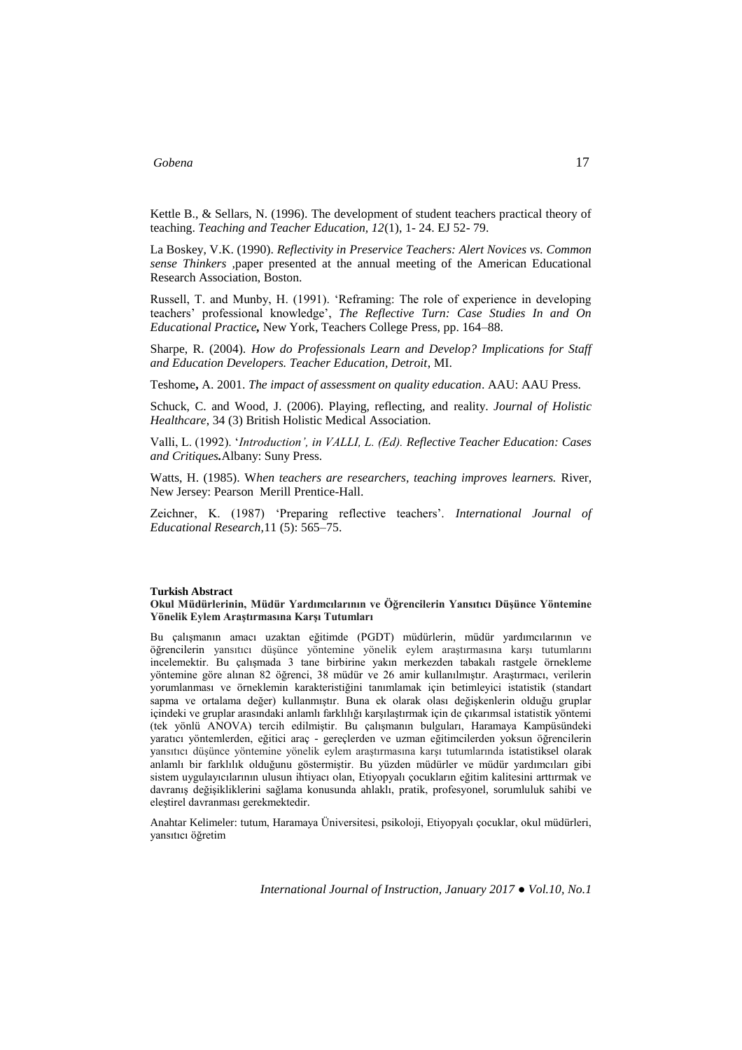Kettle B., & Sellars, N. (1996). The development of student teachers practical theory of teaching. *Teaching and Teacher Education*, *12*(1), 1- 24. EJ 52- 79.

La Boskey, V.K. (1990). *Reflectivity in Preservice Teachers: Alert Novices vs. Common sense Thinkers* ,paper presented at the annual meeting of the American Educational Research Association, Boston.

Russell, T. and Munby, H. (1991). 'Reframing: The role of experience in developing teachers' professional knowledge', *The Reflective Turn: Case Studies In and On Educational Practice***,** New York, Teachers College Press, pp. 164–88.

Sharpe, R. (2004). *How do Professionals Learn and Develop? Implications for Staff and Education Developers. Teacher Education, Detroit*, MI.

Teshome**,** A. 2001. *The impact of assessment on quality education*. AAU: AAU Press.

Schuck, C. and Wood, J. (2006). Playing, reflecting, and reality. *Journal of Holistic Healthcare*, 34 (3) British Holistic Medical Association.

Valli, L. (1992). '*Introduction', in VALLI, L. (Ed). Reflective Teacher Education: Cases and Critiques***.**Albany: Suny Press.

Watts, H. (1985). W*hen teachers are researchers, teaching improves learners.* River, New Jersey: Pearson Merill Prentice-Hall.

Zeichner, K. (1987) 'Preparing reflective teachers'. *International Journal of Educational Research,*11 (5): 565–75.

**Turkish Abstract**

**Okul Müdürlerinin, Müdür Yardımcılarının ve Öğrencilerin Yansıtıcı Düşünce Yöntemine Yönelik Eylem Araştırmasına Karşı Tutumları**

Bu çalışmanın amacı uzaktan eğitimde (PGDT) müdürlerin, müdür yardımcılarının ve öğrencilerin yansıtıcı düşünce yöntemine yönelik eylem araştırmasına karşı tutumlarını incelemektir. Bu çalışmada 3 tane birbirine yakın merkezden tabakalı rastgele örnekleme yöntemine göre alınan 82 öğrenci, 38 müdür ve 26 amir kullanılmıştır. Araştırmacı, verilerin yorumlanması ve örneklemin karakteristiğini tanımlamak için betimleyici istatistik (standart sapma ve ortalama değer) kullanmıştır. Buna ek olarak olası değişkenlerin olduğu gruplar içindeki ve gruplar arasındaki anlamlı farklılığı karşılaştırmak için de çıkarımsal istatistik yöntemi (tek yönlü ANOVA) tercih edilmiştir. Bu çalışmanın bulguları, Haramaya Kampüsündeki yaratıcı yöntemlerden, eğitici araç - gereçlerden ve uzman eğitimcilerden yoksun öğrencilerin yansıtıcı düşünce yöntemine yönelik eylem araştırmasına karşı tutumlarında istatistiksel olarak anlamlı bir farklılık olduğunu göstermiştir. Bu yüzden müdürler ve müdür yardımcıları gibi sistem uygulayıcılarının ulusun ihtiyacı olan, Etiyopyalı çocukların eğitim kalitesini arttırmak ve davranış değişikliklerini sağlama konusunda ahlaklı, pratik, profesyonel, sorumluluk sahibi ve eleştirel davranması gerekmektedir.

Anahtar Kelimeler: tutum, Haramaya Üniversitesi, psikoloji, Etiyopyalı çocuklar, okul müdürleri, yansıtıcı öğretim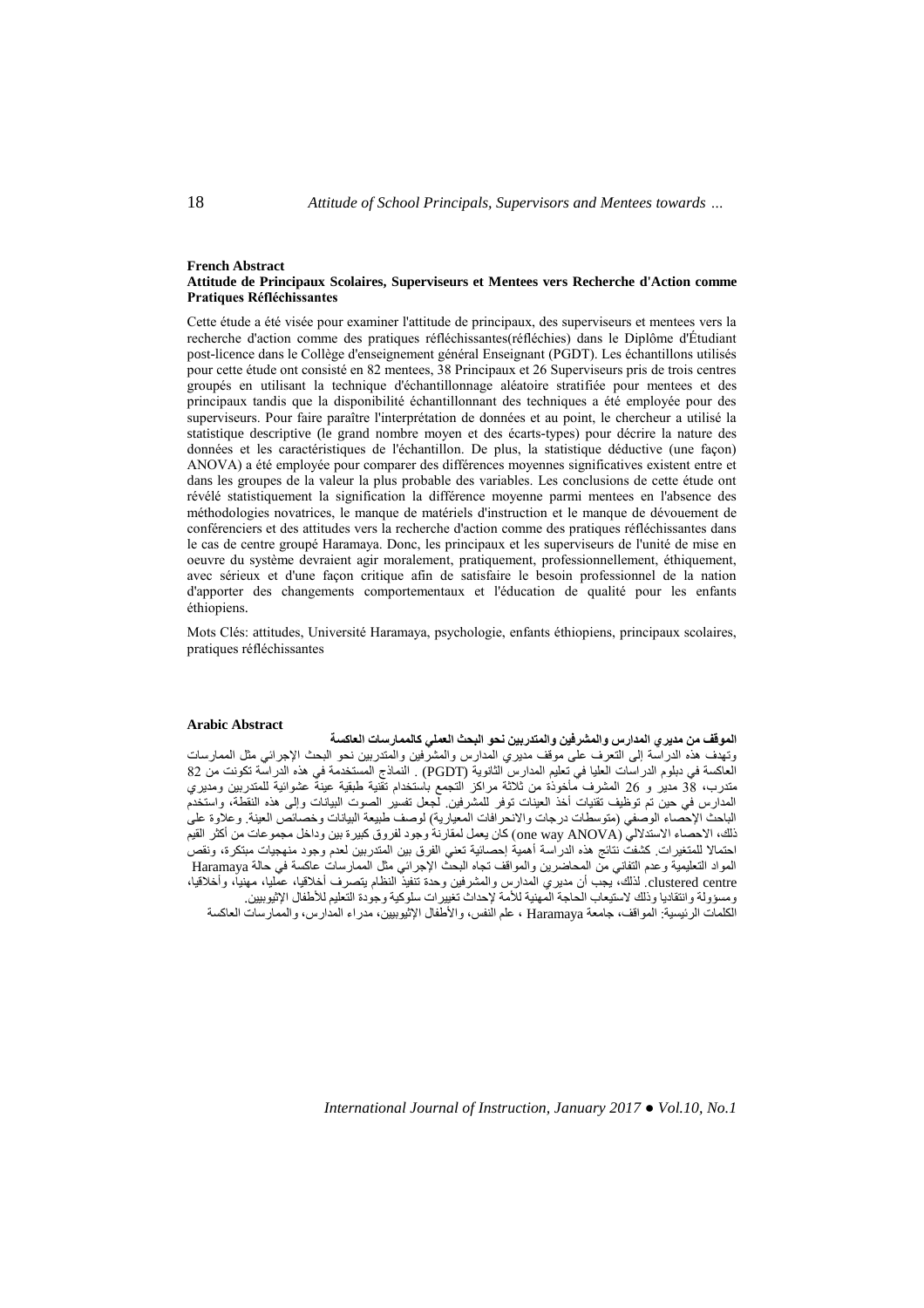**French Abstract**

**Attitude de Principaux Scolaires, Superviseurs et Mentees vers Recherche d'Action comme Pratiques Réfléchissantes**

Cette étude a été visée pour examiner l'attitude de principaux, des superviseurs et mentees vers la recherche d'action comme des pratiques réfléchissantes(réfléchies) dans le Diplôme d'Étudiant post-licence dans le Collège d'enseignement général Enseignant (PGDT). Les échantillons utilisés pour cette étude ont consisté en 82 mentees, 38 Principaux et 26 Superviseurs pris de trois centres groupés en utilisant la technique d'échantillonnage aléatoire stratifiée pour mentees et des principaux tandis que la disponibilité échantillonnant des techniques a été employée pour des superviseurs. Pour faire paraître l'interprétation de données et au point, le chercheur a utilisé la statistique descriptive (le grand nombre moyen et des écarts-types) pour décrire la nature des données et les caractéristiques de l'échantillon. De plus, la statistique déductive (une façon) ANOVA) a été employée pour comparer des différences moyennes significatives existent entre et dans les groupes de la valeur la plus probable des variables. Les conclusions de cette étude ont révélé statistiquement la signification la différence moyenne parmi mentees en l'absence des méthodologies novatrices, le manque de matériels d'instruction et le manque de dévouement de conférenciers et des attitudes vers la recherche d'action comme des pratiques réfléchissantes dans le cas de centre groupé Haramaya. Donc, les principaux et les superviseurs de l'unité de mise en oeuvre du système devraient agir moralement, pratiquement, professionnellement, éthiquement, avec sérieux et d'une façon critique afin de satisfaire le besoin professionnel de la nation d'apporter des changements comportementaux et l'éducation de qualité pour les enfants éthiopiens.

Mots Clés: attitudes, Université Haramaya, psychologie, enfants éthiopiens, principaux scolaires, pratiques réfléchissantes

**Arabic Abstract**

**الموقف من مديري المدارس والمشرفين والمتدربين نحو البحث العملي كالممارسات العاكسة**

وتهدف هذه الدراسة إلى التعرف على موقف مديري المدارس والمشرفين والمتدربين نحو البحث الإجرائي مثل الممارسات العاكسة في دبلوم الدراسات العليا في تعليم المدارس الثانوية (PGDT) . النماذج المستخدمة في هذه الدراسة تكونت من 82 متدرب، 38 مدير و 26 المشرف مأخوذة من ثلاثة مراكز التجمع باستخدام تقنية طبقية عينة عشوائية للمتدربين ومديري المدارس في حين تم توظيف تقنيات أخذ العينات توفر للمشرفين. لجعل تفسير الصوت البيانات وإلى هذه النقطة، واستخدم الباحث الإحصاء الوصفي (متوسطات درجات والانحرافات المعيارية) لوصف طبيعة البيانات وخصائص العينة. وعلاوة على ذلك، الاحصاء الاستدلالي (one way ANOVA) كان يعمل لمقارنة وجود لفروق كبيرة بين وداخل مجموعات من أكثر القيم احتمالا للمتغيرات. كشفت نتائج هذه الدراسة أهمية إحصائية تعني الفرق بين المتدربين لعدم وجود منهجيات مبتكرة، ونقص المواد التعليمية وعدم التفاني من المحاضرين والمواقف تجاه البحث الإجرائي مثل الممارسات عاكسة في حالة Haramaya clustered centre. لذلك، يجب أن مديري المدارس والمشرفين وحدة تنفيذ النظام يتصرف أخلاقيا، عمليا، مهنيا، وأخلاقيا، ومسؤولة وانتقاديا وذلك لاستيعاب الحاجة المهنية للأمة لإحداث تغييرات سلوكية وجودة التعليم للأطفال الإثيوبيين.

الكلمات الرئيسية: المواقف، جامعة Haramaya ، علم النفس، والأطفال الإثيوبيين، مدراء المدارس، والممارسات العاكسة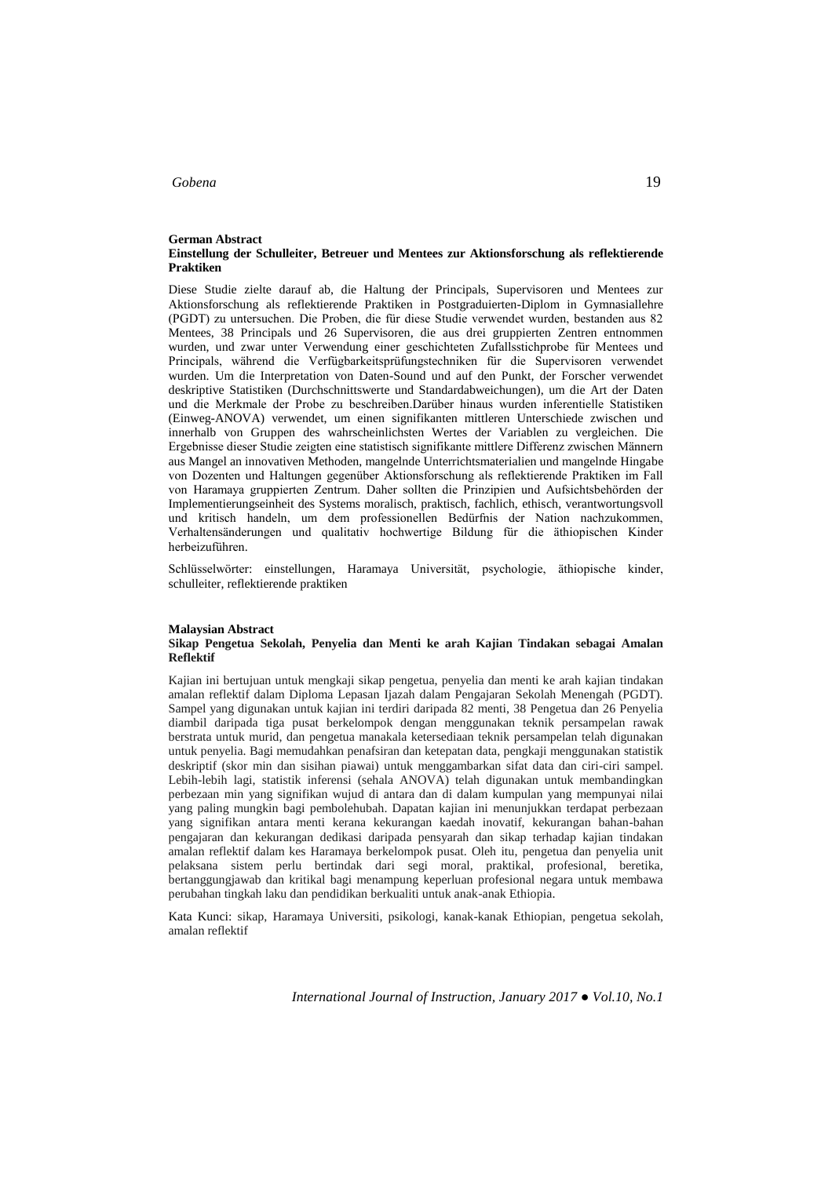**German Abstract**

**Einstellung der Schulleiter, Betreuer und Mentees zur Aktionsforschung als reflektierende Praktiken**

Diese Studie zielte darauf ab, die Haltung der Principals, Supervisoren und Mentees zur Aktionsforschung als reflektierende Praktiken in Postgraduierten-Diplom in Gymnasiallehre (PGDT) zu untersuchen. Die Proben, die für diese Studie verwendet wurden, bestanden aus 82 Mentees, 38 Principals und 26 Supervisoren, die aus drei gruppierten Zentren entnommen wurden, und zwar unter Verwendung einer geschichteten Zufallsstichprobe für Mentees und Principals, während die Verfügbarkeitsprüfungstechniken für die Supervisoren verwendet wurden. Um die Interpretation von Daten-Sound und auf den Punkt, der Forscher verwendet deskriptive Statistiken (Durchschnittswerte und Standardabweichungen), um die Art der Daten und die Merkmale der Probe zu beschreiben.Darüber hinaus wurden inferentielle Statistiken (Einweg-ANOVA) verwendet, um einen signifikanten mittleren Unterschiede zwischen und innerhalb von Gruppen des wahrscheinlichsten Wertes der Variablen zu vergleichen. Die Ergebnisse dieser Studie zeigten eine statistisch signifikante mittlere Differenz zwischen Männern aus Mangel an innovativen Methoden, mangelnde Unterrichtsmaterialien und mangelnde Hingabe von Dozenten und Haltungen gegenüber Aktionsforschung als reflektierende Praktiken im Fall von Haramaya gruppierten Zentrum. Daher sollten die Prinzipien und Aufsichtsbehörden der Implementierungseinheit des Systems moralisch, praktisch, fachlich, ethisch, verantwortungsvoll und kritisch handeln, um dem professionellen Bedürfnis der Nation nachzukommen, Verhaltensänderungen und qualitativ hochwertige Bildung für die äthiopischen Kinder herbeizuführen.

Schlüsselwörter: einstellungen, Haramaya Universität, psychologie, äthiopische kinder, schulleiter, reflektierende praktiken

**Malaysian Abstract**

**Sikap Pengetua Sekolah, Penyelia dan Menti ke arah Kajian Tindakan sebagai Amalan Reflektif**

Kajian ini bertujuan untuk mengkaji sikap pengetua, penyelia dan menti ke arah kajian tindakan amalan reflektif dalam Diploma Lepasan Ijazah dalam Pengajaran Sekolah Menengah (PGDT). Sampel yang digunakan untuk kajian ini terdiri daripada 82 menti, 38 Pengetua dan 26 Penyelia diambil daripada tiga pusat berkelompok dengan menggunakan teknik persampelan rawak berstrata untuk murid, dan pengetua manakala ketersediaan teknik persampelan telah digunakan untuk penyelia. Bagi memudahkan penafsiran dan ketepatan data, pengkaji menggunakan statistik deskriptif (skor min dan sisihan piawai) untuk menggambarkan sifat data dan ciri-ciri sampel. Lebih-lebih lagi, statistik inferensi (sehala ANOVA) telah digunakan untuk membandingkan perbezaan min yang signifikan wujud di antara dan di dalam kumpulan yang mempunyai nilai yang paling mungkin bagi pembolehubah. Dapatan kajian ini menunjukkan terdapat perbezaan yang signifikan antara menti kerana kekurangan kaedah inovatif, kekurangan bahan-bahan pengajaran dan kekurangan dedikasi daripada pensyarah dan sikap terhadap kajian tindakan amalan reflektif dalam kes Haramaya berkelompok pusat. Oleh itu, pengetua dan penyelia unit pelaksana sistem perlu bertindak dari segi moral, praktikal, profesional, beretika, bertanggungjawab dan kritikal bagi menampung keperluan profesional negara untuk membawa perubahan tingkah laku dan pendidikan berkualiti untuk anak-anak Ethiopia.

Kata Kunci: sikap, Haramaya Universiti, psikologi, kanak-kanak Ethiopian, pengetua sekolah, amalan reflektif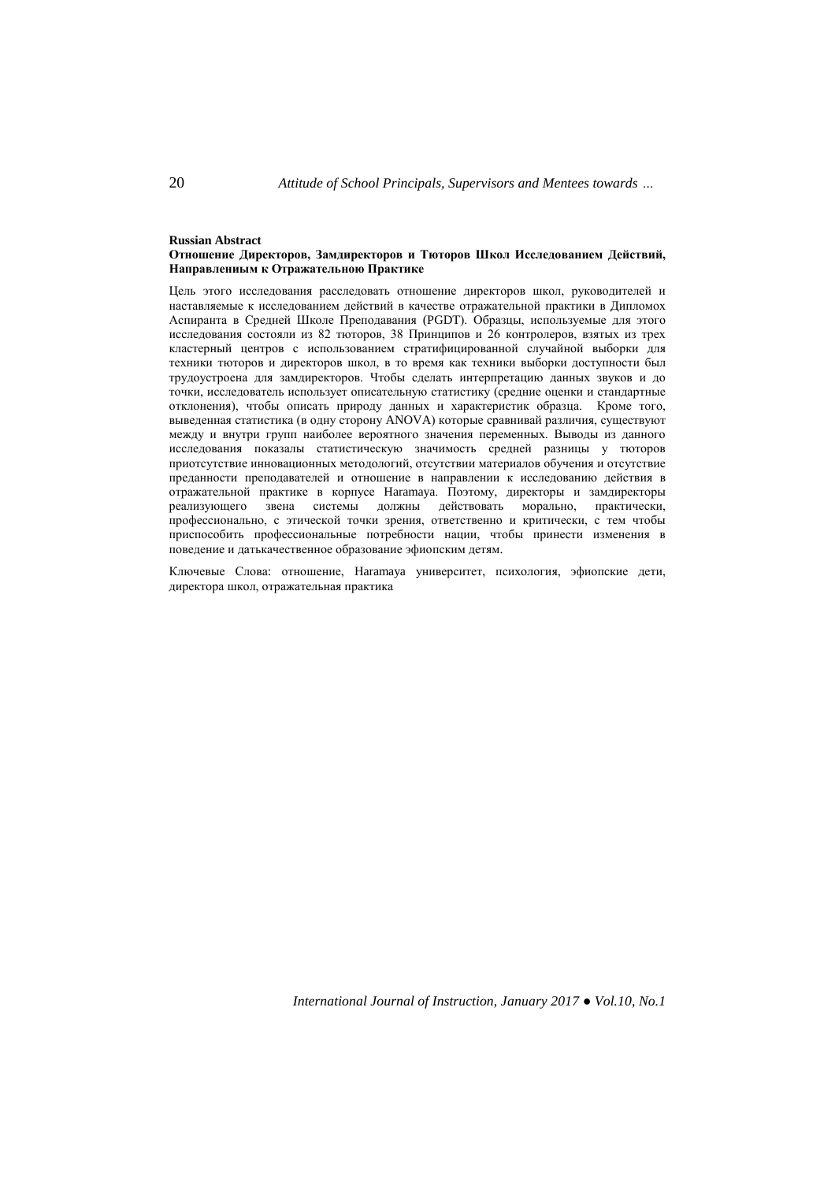**Russian Abstract**

**Отношение Директоров, Замдиректоров и Тюторов Школ Исследованием Действий, Направлениым к Отражательною Практике**

Цель этого исследования расследовать отношение директоров школ, руководителей и наставляемые к исследованием действий в качестве отражательной практики в Дипломох Аспиранта в Средней Школе Преподавания (PGDT). Образцы, используемые для этого исследования состояли из 82 тюторов, 38 Принципов и 26 контролеров, взятых из трех кластерный центров с использованием стратифицированной случайной выборки для техники тюторов и директоров школ, в то время как техники выборки доступности был трудоустроена для замдиректоров. Чтобы сделать интерпретацию данных звуков и до точки, исследователь использует описательную статистику (средние оценки и стандартные отклонения), чтобы описать природу данных и характеристик образца. Кроме того, выведенная статистика (в одну сторону ANOVA) которые сравнивай различия, существуют между и внутри групп наиболее вероятного значения переменных. Выводы из данного исследования показалы статистическую значимость средней разницы у тюторов приотсутствие инновационных методологий, отсутствии материалов обучения и отсутствие преданности преподавателей и отношение в направлении к исследованию действия в отражательной практике в корпусе Haramaya. Поэтому, директоры и замдиректоры реализующего звена системы должны действовать морально, практически, профессионально, с этической точки зрения, ответственно и критически, с тем чтобы приспособить профессиональные потребности нации, чтобы принести изменения в поведение и датькачественное образование эфиопским детям.

Ключевые Слова: отношение, Haramaya университет, психология, эфиопские дети, директора школ, отражательная практика